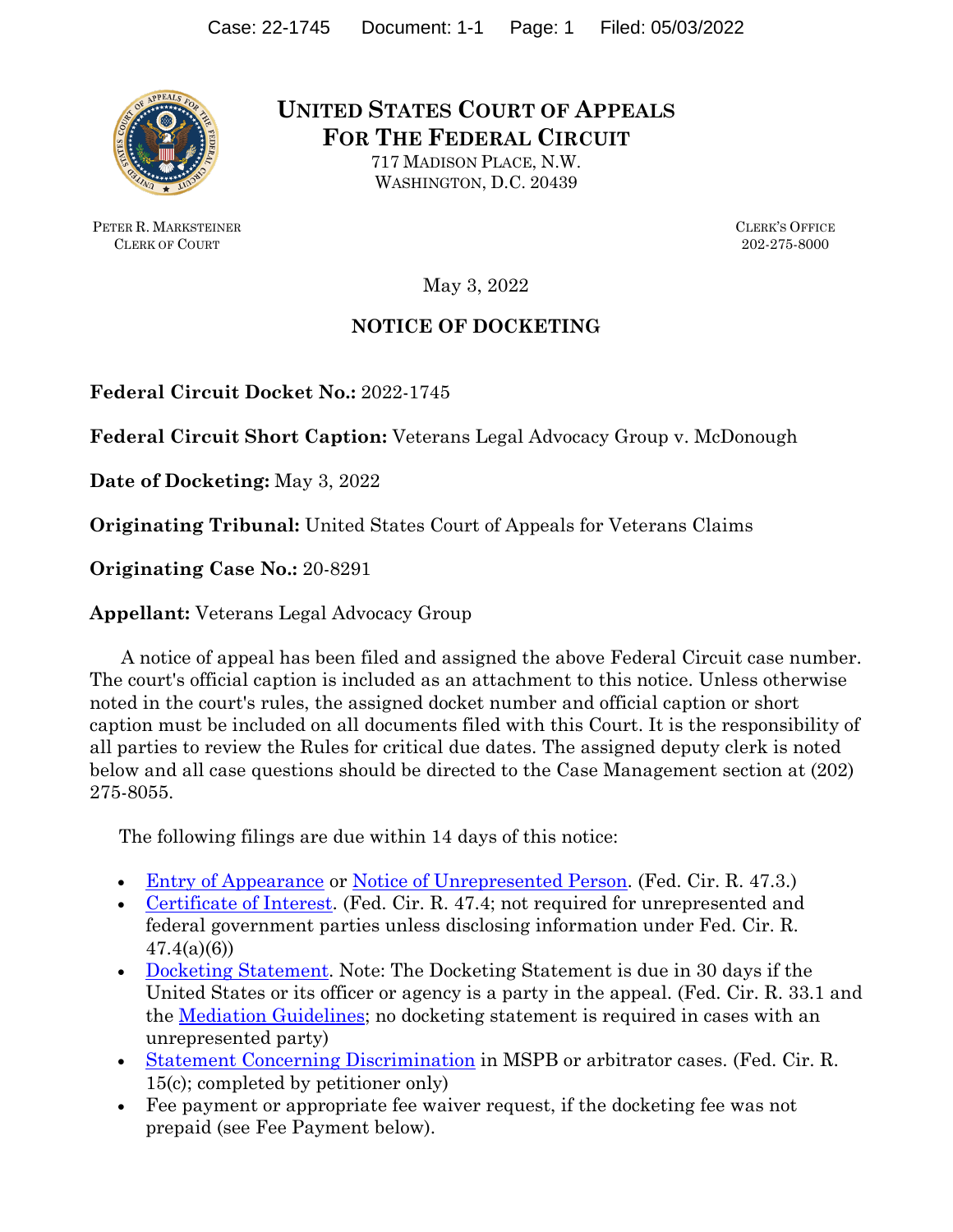# UNITED STATES COURT OF APPEALS FOR THE FEDERAL CIRCUIT

717 MADISON PLACE, N.W.
WASHINGTON, D.C. 20439

PETER R. MARKSTEINER
CLERK OF COURT

CLERK'S OFFICE
202-275-8000

May 3, 2022

## NOTICE OF DOCKETING

**Federal Circuit Docket No.:** 2022-1745

**Federal Circuit Short Caption:** Veterans Legal Advocacy Group v. McDonough

**Date of Docketing:** May 3, 2022

**Originating Tribunal:** United States Court of Appeals for Veterans Claims

**Originating Case No.:** 20-8291

**Appellant:** Veterans Legal Advocacy Group

A notice of appeal has been filed and assigned the above Federal Circuit case number. The court's official caption is included as an attachment to this notice. Unless otherwise noted in the court's rules, the assigned docket number and official caption or short caption must be included on all documents filed with this Court. It is the responsibility of all parties to review the Rules for critical due dates. The assigned deputy clerk is noted below and all case questions should be directed to the Case Management section at (202) 275-8055.

The following filings are due within 14 days of this notice:

- Entry of Appearance or Notice of Unrepresented Person. (Fed. Cir. R. 47.3.)
- Certificate of Interest. (Fed. Cir. R. 47.4; not required for unrepresented and federal government parties unless disclosing information under Fed. Cir. R. 47.4(a)(6))
- Docketing Statement. Note: The Docketing Statement is due in 30 days if the United States or its officer or agency is a party in the appeal. (Fed. Cir. R. 33.1 and the Mediation Guidelines; no docketing statement is required in cases with an unrepresented party)
- Statement Concerning Discrimination in MSPB or arbitrator cases. (Fed. Cir. R. 15(c); completed by petitioner only)
- Fee payment or appropriate fee waiver request, if the docketing fee was not prepaid (see Fee Payment below).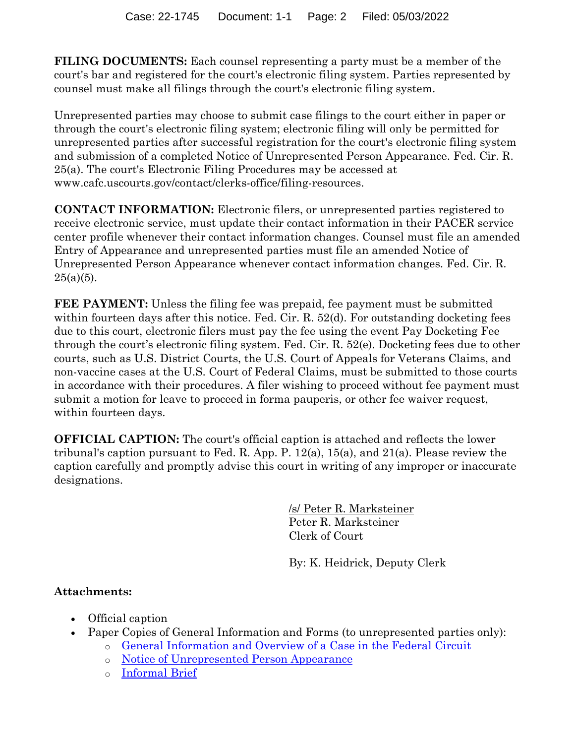**FILING DOCUMENTS:** Each counsel representing a party must be a member of the court's bar and registered for the court's electronic filing system. Parties represented by counsel must make all filings through the court's electronic filing system.

Unrepresented parties may choose to submit case filings to the court either in paper or through the court's electronic filing system; electronic filing will only be permitted for unrepresented parties after successful registration for the court's electronic filing system and submission of a completed Notice of Unrepresented Person Appearance. Fed. Cir. R. 25(a). The court's Electronic Filing Procedures may be accessed at www.cafc.uscourts.gov/contact/clerks-office/filing-resources.

**CONTACT INFORMATION:** Electronic filers, or unrepresented parties registered to receive electronic service, must update their contact information in their PACER service center profile whenever their contact information changes. Counsel must file an amended Entry of Appearance and unrepresented parties must file an amended Notice of Unrepresented Person Appearance whenever contact information changes. Fed. Cir. R. 25(a)(5).

**FEE PAYMENT:** Unless the filing fee was prepaid, fee payment must be submitted within fourteen days after this notice. Fed. Cir. R. 52(d). For outstanding docketing fees due to this court, electronic filers must pay the fee using the event Pay Docketing Fee through the court's electronic filing system. Fed. Cir. R. 52(e). Docketing fees due to other courts, such as U.S. District Courts, the U.S. Court of Appeals for Veterans Claims, and non-vaccine cases at the U.S. Court of Federal Claims, must be submitted to those courts in accordance with their procedures. A filer wishing to proceed without fee payment must submit a motion for leave to proceed in forma pauperis, or other fee waiver request, within fourteen days.

**OFFICIAL CAPTION:** The court's official caption is attached and reflects the lower tribunal's caption pursuant to Fed. R. App. P. 12(a), 15(a), and 21(a). Please review the caption carefully and promptly advise this court in writing of any improper or inaccurate designations.

/s/ Peter R. Marksteiner
Peter R. Marksteiner
Clerk of Court

By: K. Heidrick, Deputy Clerk

**Attachments:**

- Official caption
- Paper Copies of General Information and Forms (to unrepresented parties only):
    - General Information and Overview of a Case in the Federal Circuit
    - Notice of Unrepresented Person Appearance
    - Informal Brief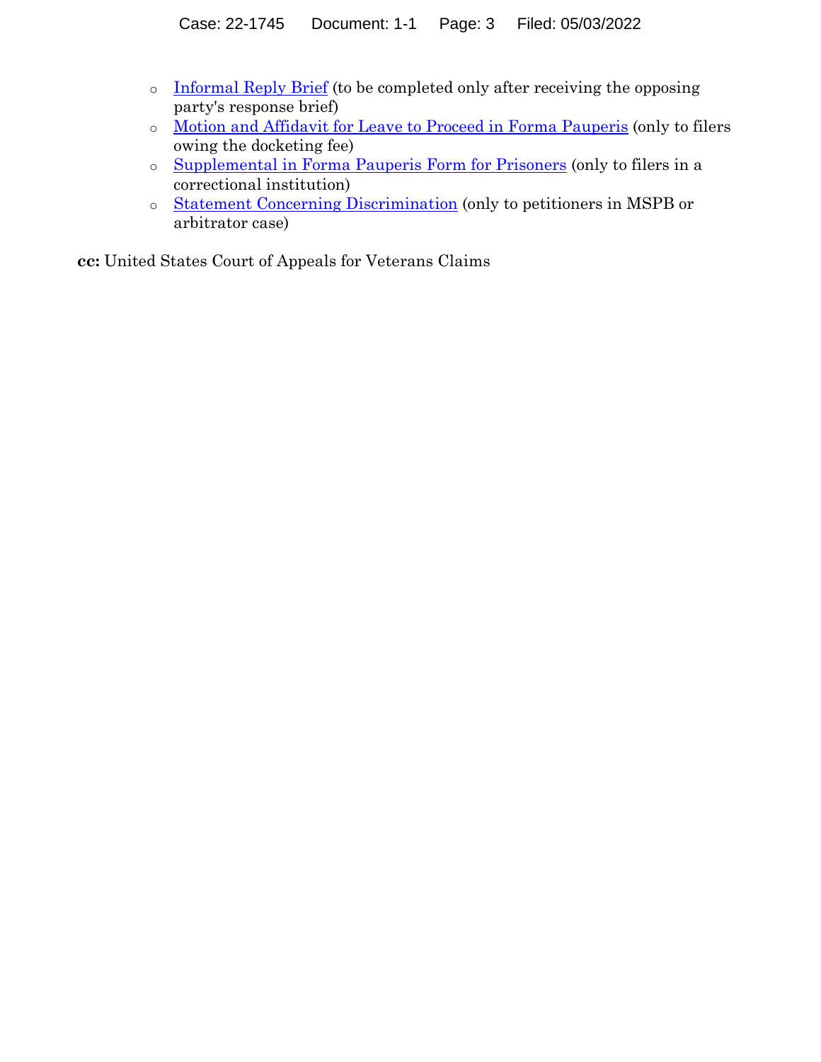- Informal Reply Brief (to be completed only after receiving the opposing party's response brief)
- Motion and Affidavit for Leave to Proceed in Forma Pauperis (only to filers owing the docketing fee)
- Supplemental in Forma Pauperis Form for Prisoners (only to filers in a correctional institution)
- Statement Concerning Discrimination (only to petitioners in MSPB or arbitrator case)

**cc:** United States Court of Appeals for Veterans Claims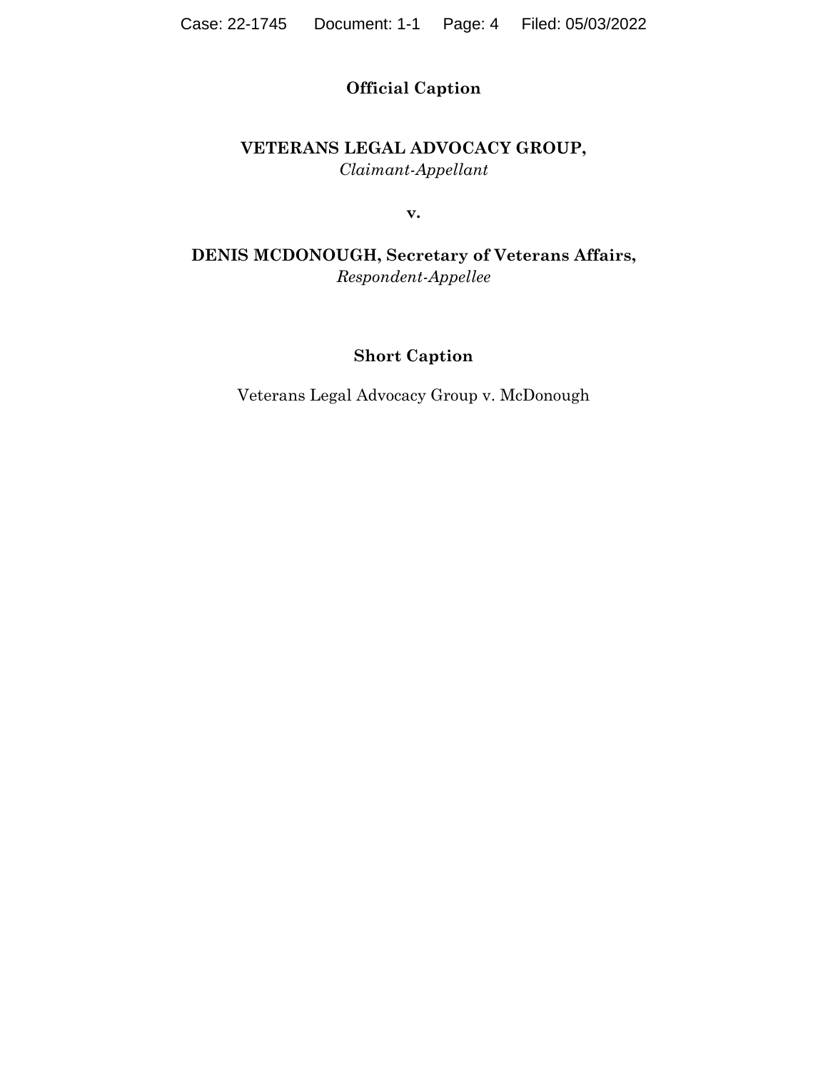**Official Caption**

**VETERANS LEGAL ADVOCACY GROUP,**
*Claimant-Appellant*

**v.**

**DENIS MCDONOUGH, Secretary of Veterans Affairs,**
*Respondent-Appellee*

**Short Caption**

Veterans Legal Advocacy Group v. McDonough